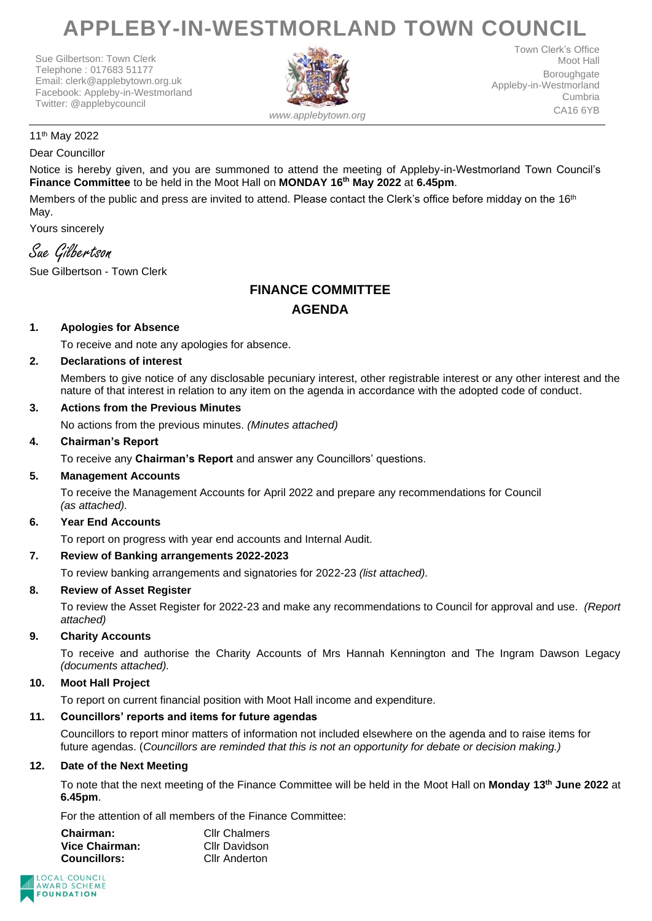# APPLEBY-IN-WESTMORLAND TOWN COUNCIL

Sue Gilbertson: Town Clerk
Telephone : 017683 51177
Email: clerk@applebytown.org.uk
Facebook: Appleby-in-Westmorland
Twitter: @applebycouncil

www.applebytown.org

Town Clerk's Office
Moot Hall
Boroughgate
Appleby-in-Westmorland
Cumbria
CA16 6YB

11th May 2022

Dear Councillor

Notice is hereby given, and you are summoned to attend the meeting of Appleby-in-Westmorland Town Council's **Finance Committee** to be held in the Moot Hall on **MONDAY 16th May 2022** at **6.45pm**.

Members of the public and press are invited to attend. Please contact the Clerk's office before midday on the 16th May.

Yours sincerely

*Sue Gilbertson*

Sue Gilbertson - Town Clerk

## FINANCE COMMITTEE
## AGENDA

**1. Apologies for Absence**

To receive and note any apologies for absence.

**2. Declarations of interest**

Members to give notice of any disclosable pecuniary interest, other registrable interest or any other interest and the nature of that interest in relation to any item on the agenda in accordance with the adopted code of conduct.

**3. Actions from the Previous Minutes**

No actions from the previous minutes. *(Minutes attached)*

**4. Chairman's Report**

To receive any **Chairman's Report** and answer any Councillors' questions.

**5. Management Accounts**

To receive the Management Accounts for April 2022 and prepare any recommendations for Council *(as attached).*

**6. Year End Accounts**

To report on progress with year end accounts and Internal Audit.

**7. Review of Banking arrangements 2022-2023**

To review banking arrangements and signatories for 2022-23 *(list attached).*

**8. Review of Asset Register**

To review the Asset Register for 2022-23 and make any recommendations to Council for approval and use. *(Report attached)*

**9. Charity Accounts**

To receive and authorise the Charity Accounts of Mrs Hannah Kennington and The Ingram Dawson Legacy *(documents attached).*

**10. Moot Hall Project**

To report on current financial position with Moot Hall income and expenditure.

**11. Councillors' reports and items for future agendas**

Councillors to report minor matters of information not included elsewhere on the agenda and to raise items for future agendas. (*Councillors are reminded that this is not an opportunity for debate or decision making.)*

**12. Date of the Next Meeting**

To note that the next meeting of the Finance Committee will be held in the Moot Hall on **Monday 13th June 2022** at **6.45pm**.

For the attention of all members of the Finance Committee:

| | |
|---|---|
| **Chairman:** | Cllr Chalmers |
| **Vice Chairman:** | Cllr Davidson |
| **Councillors:** | Cllr Anderton |

LOCAL COUNCIL AWARD SCHEME FOUNDATION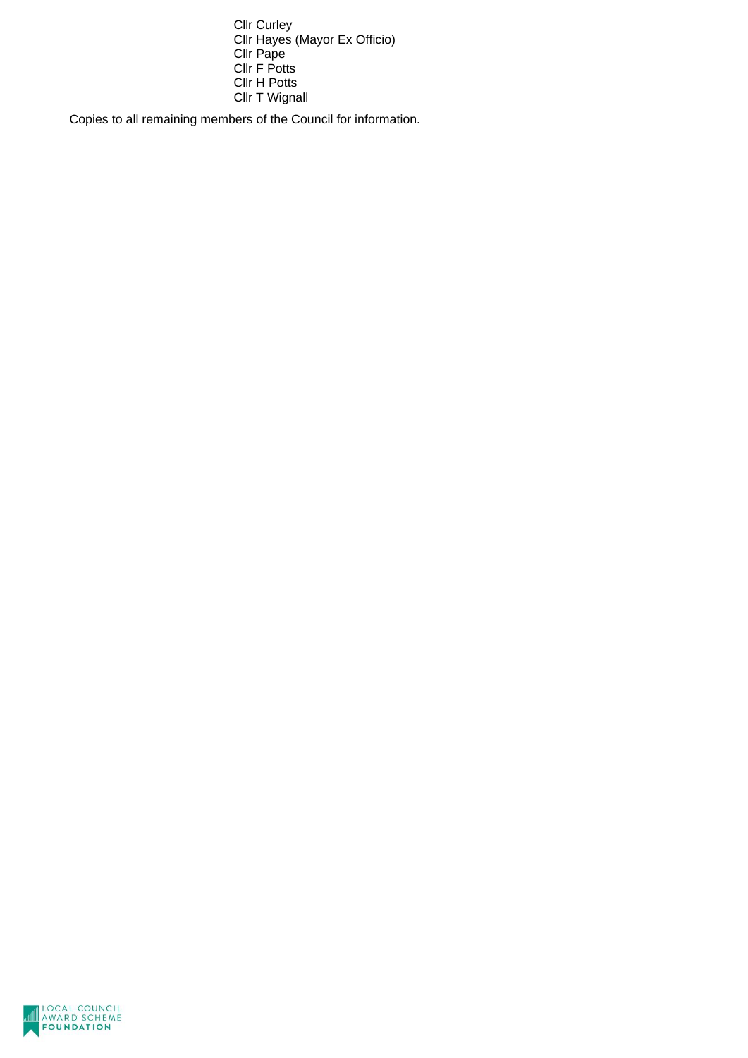Cllr Curley
Cllr Hayes (Mayor Ex Officio)
Cllr Pape
Cllr F Potts
Cllr H Potts
Cllr T Wignall

Copies to all remaining members of the Council for information.

LOCAL COUNCIL AWARD SCHEME FOUNDATION